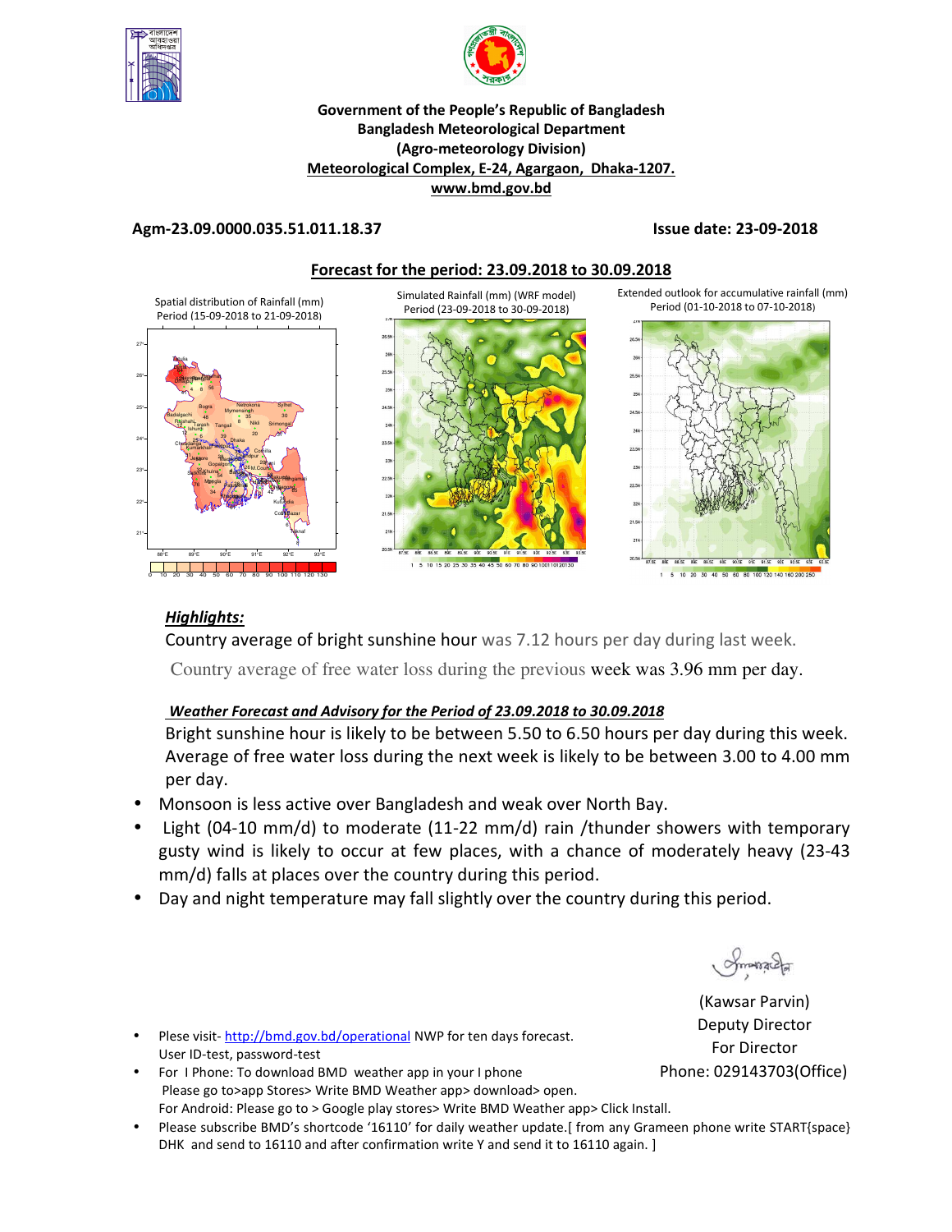**Government of the People's Republic of Bangladesh**
**Bangladesh Meteorological Department**
**(Agro-meteorology Division)**
**Meteorological Complex, E-24, Agargaon, Dhaka-1207.**
**www.bmd.gov.bd**

**Agm-23.09.0000.035.51.011.18.37** **Issue date: 23-09-2018**

## Forecast for the period: 23.09.2018 to 30.09.2018

Spatial distribution of Rainfall (mm) Period (15-09-2018 to 21-09-2018)

Simulated Rainfall (mm) (WRF model) Period (23-09-2018 to 30-09-2018)

Extended outlook for accumulative rainfall (mm) Period (01-10-2018 to 07-10-2018)

***Highlights:***

Country average of bright sunshine hour was 7.12 hours per day during last week.

Country average of free water loss during the previous week was 3.96 mm per day.

***Weather Forecast and Advisory for the Period of 23.09.2018 to 30.09.2018***

Bright sunshine hour is likely to be between 5.50 to 6.50 hours per day during this week. Average of free water loss during the next week is likely to be between 3.00 to 4.00 mm per day.

- Monsoon is less active over Bangladesh and weak over North Bay.
- Light (04-10 mm/d) to moderate (11-22 mm/d) rain /thunder showers with temporary gusty wind is likely to occur at few places, with a chance of moderately heavy (23-43 mm/d) falls at places over the country during this period.
- Day and night temperature may fall slightly over the country during this period.

(Kawsar Parvin)
Deputy Director
For Director
Phone: 029143703(Office)

- Plese visit- http://bmd.gov.bd/operational NWP for ten days forecast. User ID-test, password-test
- For I Phone: To download BMD weather app in your I phone Please go to>app Stores> Write BMD Weather app> download> open. For Android: Please go to > Google play stores> Write BMD Weather app> Click Install.
- Please subscribe BMD's shortcode '16110' for daily weather update.[ from any Grameen phone write START{space} DHK and send to 16110 and after confirmation write Y and send it to 16110 again. ]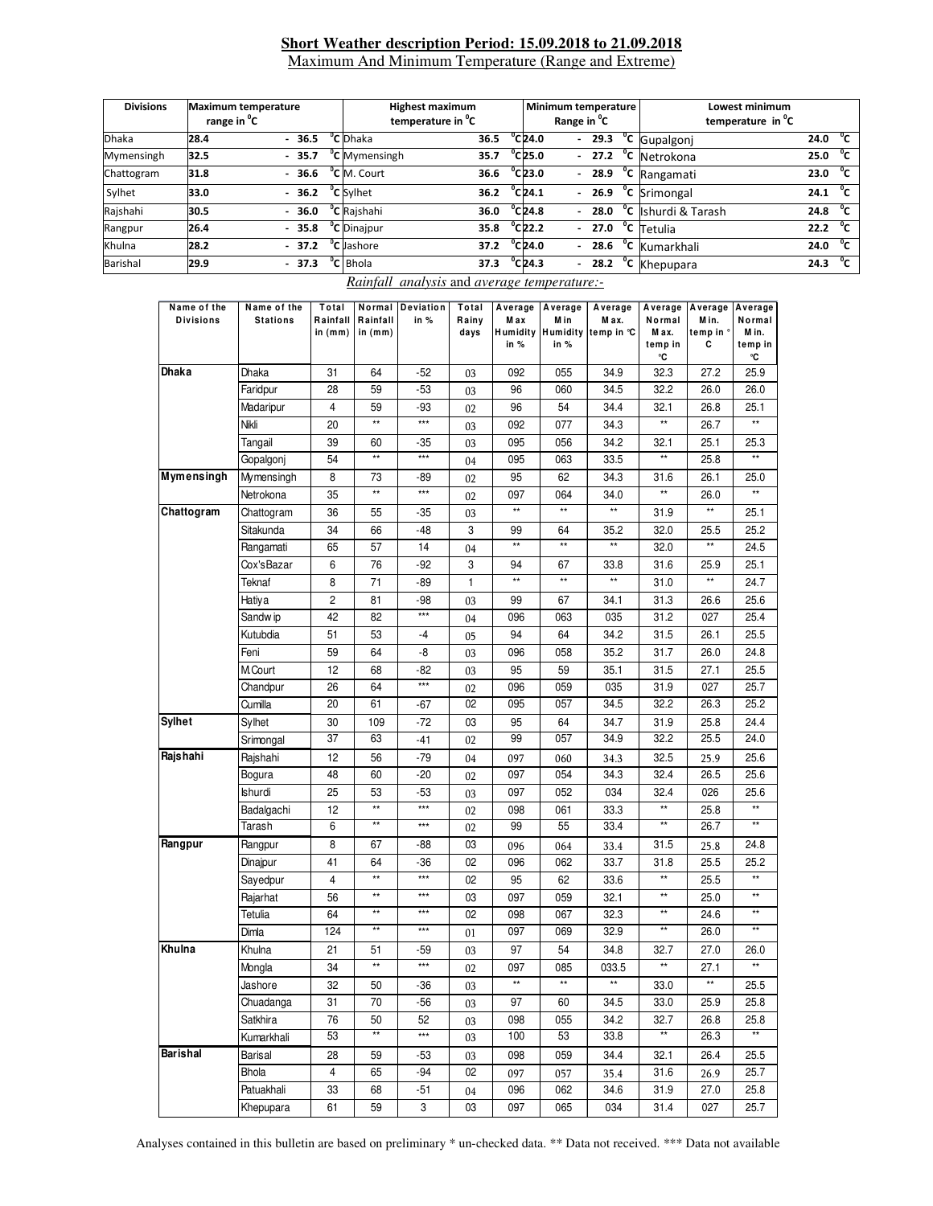**Short Weather description Period: 15.09.2018 to 21.09.2018**

Maximum And Minimum Temperature (Range and Extreme)

| Divisions | Maximum temperature range in $^0$C | Highest maximum temperature in $^0$C | | Minimum temperature Range in $^0$C | Lowest minimum temperature in $^0$C | |
|---|---|---|---|---|---|---|
| Dhaka | 28.4 - 36.5 $^0$C | Dhaka | 36.5 $^0$C | 24.0 - 29.3 $^0$C | Gupalgonj | 24.0 $^0$C |
| Mymensingh | 32.5 - 35.7 $^0$C | Mymensingh | 35.7 $^0$C | 25.0 - 27.2 $^0$C | Netrokona | 25.0 $^0$C |
| Chattogram | 31.8 - 36.6 $^0$C | M. Court | 36.6 $^0$C | 23.0 - 28.9 $^0$C | Rangamati | 23.0 $^0$C |
| Sylhet | 33.0 - 36.2 $^0$C | Sylhet | 36.2 $^0$C | 24.1 - 26.9 $^0$C | Srimongal | 24.1 $^0$C |
| Rajshahi | 30.5 - 36.0 $^0$C | Rajshahi | 36.0 $^0$C | 24.8 - 28.0 $^0$C | Ishurdi & Tarash | 24.8 $^0$C |
| Rangpur | 26.4 - 35.8 $^0$C | Dinajpur | 35.8 $^0$C | 22.2 - 27.0 $^0$C | Tetulia | 22.2 $^0$C |
| Khulna | 28.2 - 37.2 $^0$C | Jashore | 37.2 $^0$C | 24.0 - 28.6 $^0$C | Kumarkhali | 24.0 $^0$C |
| Barishal | 29.9 - 37.3 $^0$C | Bhola | 37.3 $^0$C | 24.3 - 28.2 $^0$C | Khepupara | 24.3 $^0$C |

*Rainfall analysis* and *average temperature:-*

| Name of the Divisions | Name of the Stations | Total Rainfall in (mm) | Normal Rainfall in (mm) | Deviation in % | Total Rainy days | Average Max Humidity in % | Average Min Humidity in % | Average Max. temp in °C | Average Normal Max. temp in °C | Average Min. temp in °C | Average Normal Min. temp in °C |
|---|---|---|---|---|---|---|---|---|---|---|---|
| **Dhaka** | Dhaka | 31 | 64 | -52 | 03 | 092 | 055 | 34.9 | 32.3 | 27.2 | 25.9 |
| | Faridpur | 28 | 59 | -53 | 03 | 96 | 060 | 34.5 | 32.2 | 26.0 | 26.0 |
| | Madaripur | 4 | 59 | -93 | 02 | 96 | 54 | 34.4 | 32.1 | 26.8 | 25.1 |
| | Nikli | 20 | ** | *** | 03 | 092 | 077 | 34.3 | ** | 26.7 | ** |
| | Tangail | 39 | 60 | -35 | 03 | 095 | 056 | 34.2 | 32.1 | 25.1 | 25.3 |
| | Gopalgonj | 54 | ** | *** | 04 | 095 | 063 | 33.5 | ** | 25.8 | ** |
| **Mymensingh** | Mymensingh | 8 | 73 | -89 | 02 | 95 | 62 | 34.3 | 31.6 | 26.1 | 25.0 |
| | Netrokona | 35 | ** | *** | 02 | 097 | 064 | 34.0 | ** | 26.0 | ** |
| **Chattogram** | Chattogram | 36 | 55 | -35 | 03 | ** | ** | ** | 31.9 | ** | 25.1 |
| | Sitakunda | 34 | 66 | -48 | 3 | 99 | 64 | 35.2 | 32.0 | 25.5 | 25.2 |
| | Rangamati | 65 | 57 | 14 | 04 | ** | ** | ** | 32.0 | ** | 24.5 |
| | Cox'sBazar | 6 | 76 | -92 | 3 | 94 | 67 | 33.8 | 31.6 | 25.9 | 25.1 |
| | Teknaf | 8 | 71 | -89 | 1 | ** | ** | ** | 31.0 | ** | 24.7 |
| | Hatiya | 2 | 81 | -98 | 03 | 99 | 67 | 34.1 | 31.3 | 26.6 | 25.6 |
| | Sandwip | 42 | 82 | *** | 04 | 096 | 063 | 035 | 31.2 | 027 | 25.4 |
| | Kutubdia | 51 | 53 | -4 | 05 | 94 | 64 | 34.2 | 31.5 | 26.1 | 25.5 |
| | Feni | 59 | 64 | -8 | 03 | 096 | 058 | 35.2 | 31.7 | 26.0 | 24.8 |
| | M.Court | 12 | 68 | -82 | 03 | 95 | 59 | 35.1 | 31.5 | 27.1 | 25.5 |
| | Chandpur | 26 | 64 | *** | 02 | 096 | 059 | 035 | 31.9 | 027 | 25.7 |
| | Cumilla | 20 | 61 | -67 | 02 | 095 | 057 | 34.5 | 32.2 | 26.3 | 25.2 |
| **Sylhet** | Sylhet | 30 | 109 | -72 | 03 | 95 | 64 | 34.7 | 31.9 | 25.8 | 24.4 |
| | Srimongal | 37 | 63 | -41 | 02 | 99 | 057 | 34.9 | 32.2 | 25.5 | 24.0 |
| **Rajshahi** | Rajshahi | 12 | 56 | -79 | 04 | 097 | 060 | 34.3 | 32.5 | 25.9 | 25.6 |
| | Bogura | 48 | 60 | -20 | 02 | 097 | 054 | 34.3 | 32.4 | 26.5 | 25.6 |
| | Ishurdi | 25 | 53 | -53 | 03 | 097 | 052 | 034 | 32.4 | 026 | 25.6 |
| | Badalgachi | 12 | ** | *** | 02 | 098 | 061 | 33.3 | ** | 25.8 | ** |
| | Tarash | 6 | ** | *** | 02 | 99 | 55 | 33.4 | ** | 26.7 | ** |
| **Rangpur** | Rangpur | 8 | 67 | -88 | 03 | 096 | 064 | 33.4 | 31.5 | 25.8 | 24.8 |
| | Dinajpur | 41 | 64 | -36 | 02 | 096 | 062 | 33.7 | 31.8 | 25.5 | 25.2 |
| | Sayedpur | 4 | ** | *** | 02 | 95 | 62 | 33.6 | ** | 25.5 | ** |
| | Rajarhat | 56 | ** | *** | 03 | 097 | 059 | 32.1 | ** | 25.0 | ** |
| | Tetulia | 64 | ** | *** | 02 | 098 | 067 | 32.3 | ** | 24.6 | ** |
| | Dimla | 124 | ** | *** | 01 | 097 | 069 | 32.9 | ** | 26.0 | ** |
| **Khulna** | Khulna | 21 | 51 | -59 | 03 | 97 | 54 | 34.8 | 32.7 | 27.0 | 26.0 |
| | Mongla | 34 | ** | *** | 02 | 097 | 085 | 033.5 | ** | 27.1 | ** |
| | Jashore | 32 | 50 | -36 | 03 | ** | ** | ** | 33.0 | ** | 25.5 |
| | Chuadanga | 31 | 70 | -56 | 03 | 97 | 60 | 34.5 | 33.0 | 25.9 | 25.8 |
| | Satkhira | 76 | 50 | 52 | 03 | 098 | 055 | 34.2 | 32.7 | 26.8 | 25.8 |
| | Kumarkhali | 53 | ** | *** | 03 | 100 | 53 | 33.8 | ** | 26.3 | ** |
| **Barishal** | Barisal | 28 | 59 | -53 | 03 | 098 | 059 | 34.4 | 32.1 | 26.4 | 25.5 |
| | Bhola | 4 | 65 | -94 | 02 | 097 | 057 | 35.4 | 31.6 | 26.9 | 25.7 |
| | Patuakhali | 33 | 68 | -51 | 04 | 096 | 062 | 34.6 | 31.9 | 27.0 | 25.8 |
| | Khepupara | 61 | 59 | 3 | 03 | 097 | 065 | 034 | 31.4 | 027 | 25.7 |

Analyses contained in this bulletin are based on preliminary * un-checked data. ** Data not received. *** Data not available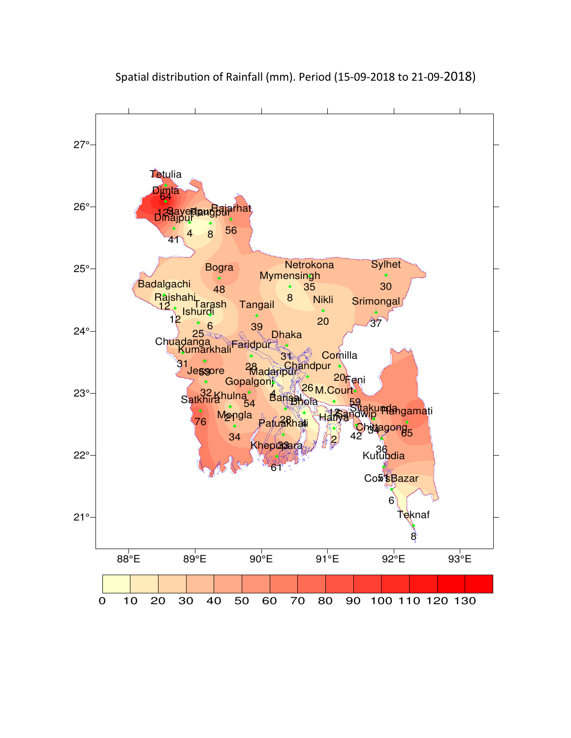Spatial distribution of Rainfall (mm). Period (15-09-2018 to 21-09-2018)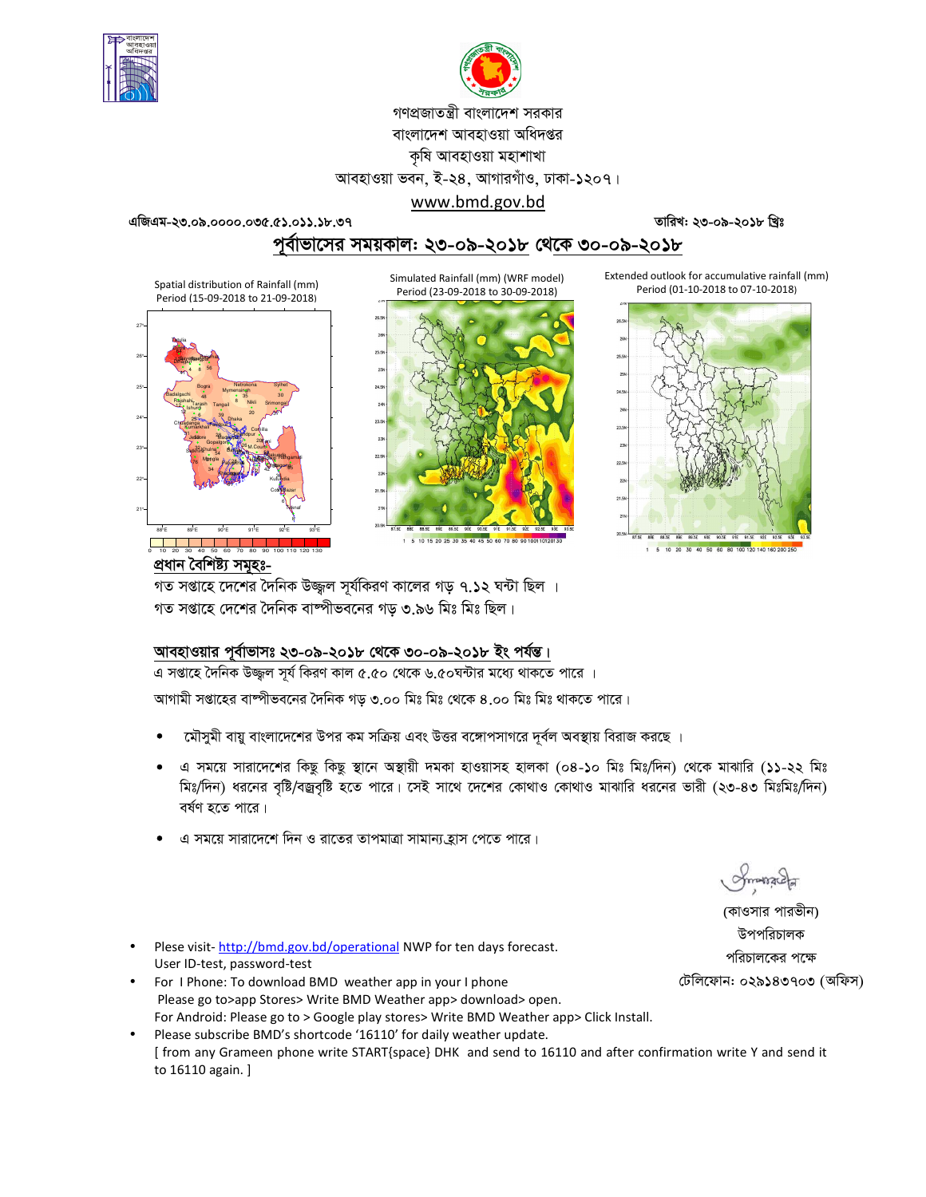গণপ্রজাতন্ত্রী বাংলাদেশ সরকার
বাংলাদেশ আবহাওয়া অধিদপ্তর
কৃষি আবহাওয়া মহাশাখা
আবহাওয়া ভবন, ই-২৪, আগারগাঁও, ঢাকা-১২০৭।
www.bmd.gov.bd

এজিএম-২৩.০৯.০০০০.০৩৫.৫১.০১১.১৮.৩৭ — তারিখ: ২৩-০৯-২০১৮ খ্রিঃ

## পূর্বাভাসের সময়কাল: ২৩-০৯-২০১৮ থেকে ৩০-০৯-২০১৮

Spatial distribution of Rainfall (mm) Period (15-09-2018 to 21-09-2018)

Simulated Rainfall (mm) (WRF model) Period (23-09-2018 to 30-09-2018)

Extended outlook for accumulative rainfall (mm) Period (01-10-2018 to 07-10-2018)

### প্রধান বৈশিষ্ট্য সমূহঃ-

গত সপ্তাহে দেশের দৈনিক উজ্জ্বল সূর্যকিরণ কালের গড় ৭.১২ ঘন্টা ছিল ।
গত সপ্তাহে দেশের দৈনিক বাষ্পীভবনের গড় ৩.৯৬ মিঃ মিঃ ছিল।

### আবহাওয়ার পূর্বাভাসঃ ২৩-০৯-২০১৮ থেকে ৩০-০৯-২০১৮ ইং পর্যন্ত।

এ সপ্তাহে দৈনিক উজ্জ্বল সূর্য কিরণ কাল ৫.৫০ থেকে ৬.৫০ঘন্টার মধ্যে থাকতে পারে ।
আগামী সপ্তাহের বাষ্পীভবনের দৈনিক গড় ৩.০০ মিঃ মিঃ থেকে ৪.০০ মিঃ মিঃ থাকতে পারে।

- মৌসুমী বায়ু বাংলাদেশের উপর কম সক্রিয় এবং উত্তর বঙ্গোপসাগরে দূর্বল অবস্থায় বিরাজ করছে ।
- এ সময়ে সারাদেশের কিছু কিছু স্থানে অস্থায়ী দমকা হাওয়াসহ হালকা (০৪-১০ মিঃ মিঃ/দিন) থেকে মাঝারি (১১-২২ মিঃ মিঃ/দিন) ধরনের বৃষ্টি/বজ্রবৃষ্টি হতে পারে। সেই সাথে দেশের কোথাও কোথাও মাঝারি ধরনের ভারী (২৩-৪৩ মিঃমিঃ/দিন) বর্ষণ হতে পারে।
- এ সময়ে সারাদেশে দিন ও রাতের তাপমাত্রা সামান্য হ্রাস পেতে পারে।

(কাওসার পারভীন)
উপপরিচালক
পরিচালকের পক্ষে
টেলিফোন: ০২৯১৪৩৭০৩ (অফিস)

- Plese visit- http://bmd.gov.bd/operational NWP for ten days forecast. User ID-test, password-test
- For I Phone: To download BMD weather app in your I phone Please go to>app Stores> Write BMD Weather app> download> open. For Android: Please go to > Google play stores> Write BMD Weather app> Click Install.
- Please subscribe BMD's shortcode '16110' for daily weather update. [ from any Grameen phone write START{space} DHK and send to 16110 and after confirmation write Y and send it to 16110 again. ]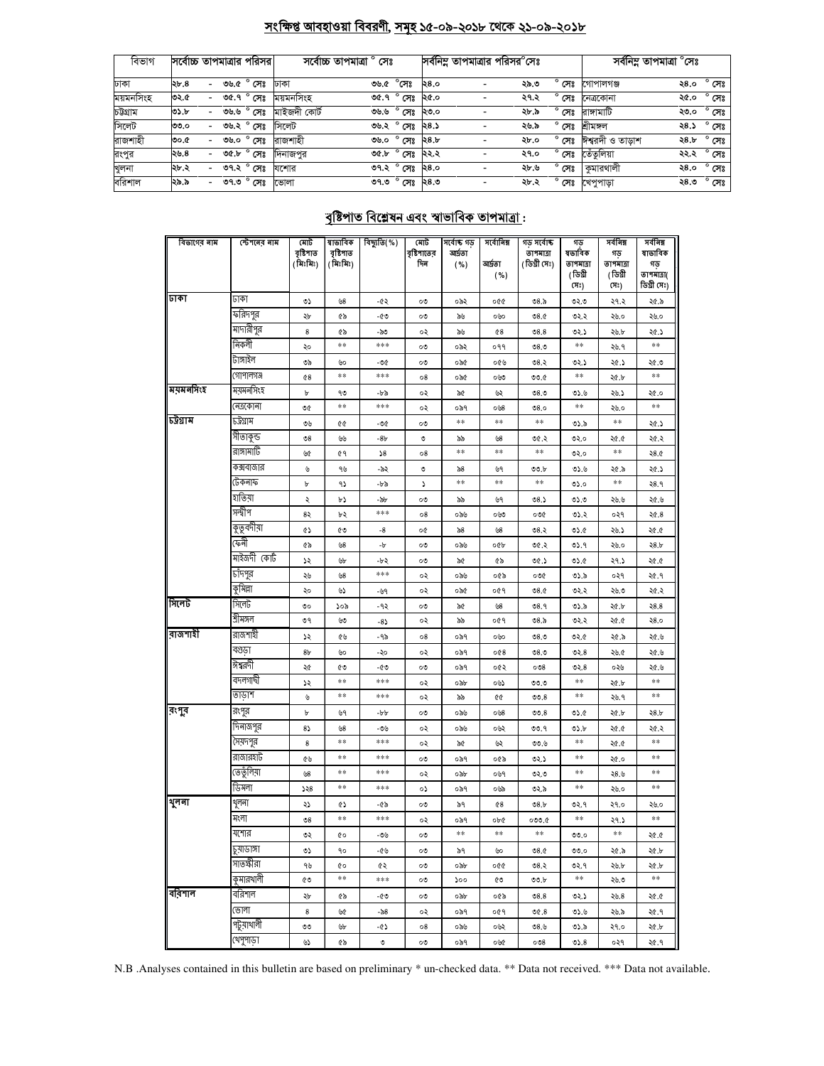## সংক্ষিপ্ত আবহাওয়া বিবরণী, সমূহ ১৫-০৯-২০১৮ থেকে ২১-০৯-২০১৮

| বিভাগ | সর্বোচ্চ তাপমাত্রার পরিসর | সর্বোচ্চ তাপমাত্রা ° সেঃ | | সর্বনিম্ন তাপমাত্রার পরিসর°সেঃ | সর্বনিম্ন তাপমাত্রা °সেঃ | |
|---|---|---|---|---|---|---|
| ঢাকা | ২৮.৪ - ৩৬.৫ ° সেঃ | ঢাকা | ৩৬.৫ °সেঃ | ২৪.০ - ২৯.৩ ° সেঃ | গোপালগঞ্জ | ২৪.০ ° সেঃ |
| ময়মনসিংহ | ৩২.৫ - ৩৫.৭ ° সেঃ | ময়মনসিংহ | ৩৫.৭ ° সেঃ | ২৫.০ - ২৭.২ ° সেঃ | নেত্রকোনা | ২৫.০ ° সেঃ |
| চট্টগ্রাম | ৩১.৮ - ৩৬.৬ ° সেঃ | মাইজদী কোর্ট | ৩৬.৬ ° সেঃ | ২৩.০ - ২৮.৯ ° সেঃ | রাঙ্গামাটি | ২৩.০ ° সেঃ |
| সিলেট | ৩৩.০ - ৩৬.২ ° সেঃ | সিলেট | ৩৬.২ ° সেঃ | ২৪.১ - ২৬.৯ ° সেঃ | শ্রীমঙ্গল | ২৪.১ ° সেঃ |
| রাজশাহী | ৩০.৫ - ৩৬.০ ° সেঃ | রাজশাহী | ৩৬.০ ° সেঃ | ২৪.৮ - ২৮.০ ° সেঃ | ঈশ্বরদী ও তাড়াশ | ২৪.৮ ° সেঃ |
| রংপুর | ২৬.৪ - ৩৫.৮ ° সেঃ | দিনাজপুর | ৩৫.৮ ° সেঃ | ২২.২ - ২৭.০ ° সেঃ | তেঁতুলিয়া | ২২.২ ° সেঃ |
| খুলনা | ২৮.২ - ৩৭.২ ° সেঃ | যশোর | ৩৭.২ ° সেঃ | ২৪.০ - ২৮.৬ ° সেঃ | কুমারখালী | ২৪.০ ° সেঃ |
| বরিশাল | ২৯.৯ - ৩৭.৩ ° সেঃ | ভোলা | ৩৭.৩ ° সেঃ | ২৪.৩ - ২৮.২ ° সেঃ | খেপুপাড়া | ২৪.৩ ° সেঃ |

## বৃষ্টিপাত বিশ্লেষন এবং স্বাভাবিক তাপমাত্রা :

| বিভাগের নাম | স্টেশনের নাম | মোট বৃষ্টিপাত (মিঃমিঃ) | স্বাভাবিক বৃষ্টিপাত (মিঃমিঃ) | বিচ্যুতি(%) | মোট বৃষ্টিপাতের দিন | সর্বোচ্চ গড় আর্দ্রতা (%) | সর্বোনিম্ন আর্দ্রতা (%) | গড় সর্বোচ্চ তাপমাত্রা (ডিগ্রী সেঃ) | গড় স্বাভাবিক তাপমাত্রা (ডিগ্রী সেঃ) | সর্বনিম্ন গড় তাপমাত্রা (ডিগ্রী সেঃ) | সর্বনিম্ন স্বাভাবিক গড় তাপমাত্রা( ডিগ্রী সেঃ) |
|---|---|---|---|---|---|---|---|---|---|---|---|
| ঢাকা | ঢাকা | ৩১ | ৬৪ | -৫২ | ০৩ | ০৯২ | ০৫৫ | ৩৪.৯ | ৩২.৩ | ২৭.২ | ২৫.৯ |
| | ফরিদপুর | ২৮ | ৫৯ | -৫৩ | ০৩ | ৯৬ | ০৬০ | ৩৪.৫ | ৩২.২ | ২৬.০ | ২৬.০ |
| | মাদারীপুর | ৪ | ৫৯ | -৯৩ | ০২ | ৯৬ | ৫৪ | ৩৪.৪ | ৩২.১ | ২৬.৮ | ২৫.১ |
| | নিকলী | ২০ | ** | *** | ০৩ | ০৯২ | ০৭৭ | ৩৪.৩ | ** | ২৬.৭ | ** |
| | টাঙ্গাইল | ৩৯ | ৬০ | -৩৫ | ০৩ | ০৯৫ | ০৫৬ | ৩৪.২ | ৩২.১ | ২৫.১ | ২৫.৩ |
| | গোপালগঞ্জ | ৫৪ | ** | *** | ০৪ | ০৯৫ | ০৬৩ | ৩৩.৫ | ** | ২৫.৮ | ** |
| ময়মনসিংহ | ময়মনসিংহ | ৮ | ৭৩ | -৮৯ | ০২ | ৯৫ | ৬২ | ৩৪.৩ | ৩১.৬ | ২৬.১ | ২৫.০ |
| | নেত্রকোনা | ৩৫ | ** | *** | ০২ | ০৯৭ | ০৬৪ | ৩৪.০ | ** | ২৬.০ | ** |
| চট্টগ্রাম | চট্টগ্রাম | ৩৬ | ৫৫ | -৩৫ | ০৩ | ** | ** | ** | ৩১.৯ | ** | ২৫.১ |
| | সীতাকুন্ড | ৩৪ | ৬৬ | -৪৮ | ৩ | ৯৯ | ৬৪ | ৩৫.২ | ৩২.০ | ২৫.৫ | ২৫.২ |
| | রাঙ্গামাটি | ৬৫ | ৫৭ | ১৪ | ০৪ | ** | ** | ** | ৩২.০ | ** | ২৪.৫ |
| | কক্সবাজার | ৬ | ৭৬ | -৯২ | ৩ | ৯৪ | ৬৭ | ৩৩.৮ | ৩১.৬ | ২৫.৯ | ২৫.১ |
| | টেকনাফ | ৮ | ৭১ | -৮৯ | ১ | ** | ** | ** | ৩১.০ | ** | ২৪.৭ |
| | হাতিয়া | ২ | ৮১ | -৯৮ | ০৩ | ৯৯ | ৬৭ | ৩৪.১ | ৩১.৩ | ২৬.৬ | ২৫.৬ |
| | সন্দ্বীপ | ৪২ | ৮২ | *** | ০৪ | ০৯৬ | ০৬৩ | ০৩৫ | ৩১.২ | ০২৭ | ২৫.৪ |
| | কুতুবদীয়া | ৫১ | ৫৩ | -৪ | ০৫ | ৯৪ | ৬৪ | ৩৪.২ | ৩১.৫ | ২৬.১ | ২৫.৫ |
| | ফেনী | ৫৯ | ৬৪ | -৮ | ০৩ | ০৯৬ | ০৫৮ | ৩৫.২ | ৩১.৭ | ২৬.০ | ২৪.৮ |
| | মাইজদী কোর্ট | ১২ | ৬৮ | -৮২ | ০৩ | ৯৫ | ৫৯ | ৩৫.১ | ৩১.৫ | ২৭.১ | ২৫.৫ |
| | চাঁদপুর | ২৬ | ৬৪ | *** | ০২ | ০৯৬ | ০৫৯ | ০৩৫ | ৩১.৯ | ০২৭ | ২৫.৭ |
| | কুমিল্লা | ২০ | ৬১ | -৬৭ | ০২ | ০৯৫ | ০৫৭ | ৩৪.৫ | ৩২.২ | ২৬.৩ | ২৫.২ |
| সিলেট | সিলেট | ৩০ | ১০৯ | -৭২ | ০৩ | ৯৫ | ৬৪ | ৩৪.৭ | ৩১.৯ | ২৫.৮ | ২৪.৪ |
| | শ্রীমঙ্গল | ৩৭ | ৬৩ | -৪১ | ০২ | ৯৯ | ০৫৭ | ৩৪.৯ | ৩২.২ | ২৫.৫ | ২৪.০ |
| রাজশাহী | রাজশাহী | ১২ | ৫৬ | -৭৯ | ০৪ | ০৯৭ | ০৬০ | ৩৪.৩ | ৩২.৫ | ২৫.৯ | ২৫.৬ |
| | বগুড়া | ৪৮ | ৬০ | -২০ | ০২ | ০৯৭ | ০৫৪ | ৩৪.৩ | ৩২.৪ | ২৬.৫ | ২৫.৬ |
| | ঈশ্বরদী | ২৫ | ৫৩ | -৫৩ | ০৩ | ০৯৭ | ০৫২ | ০৩৪ | ৩২.৪ | ০২৬ | ২৫.৬ |
| | বদলগাছী | ১২ | ** | *** | ০২ | ০৯৮ | ০৬১ | ৩৩.৩ | ** | ২৫.৮ | ** |
| | তাড়াশ | ৬ | ** | *** | ০২ | ৯৯ | ৫৫ | ৩৩.৪ | ** | ২৬.৭ | ** |
| রংপুর | রংপুর | ৮ | ৬৭ | -৮৮ | ০৩ | ০৯৬ | ০৬৪ | ৩৩.৪ | ৩১.৫ | ২৫.৮ | ২৪.৮ |
| | দিনাজপুর | ৪১ | ৬৪ | -৩৬ | ০২ | ০৯৬ | ০৬২ | ৩৩.৭ | ৩১.৮ | ২৫.৫ | ২৫.২ |
| | সৈয়দপুর | ৪ | ** | *** | ০২ | ৯৫ | ৬২ | ৩৩.৬ | ** | ২৫.৫ | ** |
| | রাজারহাট | ৫৬ | ** | *** | ০৩ | ০৯৭ | ০৫৯ | ৩২.১ | ** | ২৫.০ | ** |
| | তেতুঁলিয়া | ৬৪ | ** | *** | ০২ | ০৯৮ | ০৬৭ | ৩২.৩ | ** | ২৪.৬ | ** |
| | ডিমলা | ১২৪ | ** | *** | ০১ | ০৯৭ | ০৬৬ | ৩২.৯ | ** | ২৬.০ | ** |
| খুলনা | খুলনা | ২১ | ৫১ | -৫৯ | ০৩ | ৯৭ | ৫৪ | ৩৪.৮ | ৩২.৭ | ২৭.০ | ২৬.০ |
| | মংলা | ৩৪ | ** | *** | ০২ | ০৯৭ | ০৮৫ | ০৩৩.৫ | ** | ২৭.১ | ** |
| | যশোর | ৩২ | ৫০ | -৩৬ | ০৩ | ** | ** | ** | ৩৩.০ | ** | ২৫.৫ |
| | চুয়াডাঙ্গা | ৩১ | ৭০ | -৫৬ | ০৩ | ৯৭ | ৬০ | ৩৪.৫ | ৩৩.০ | ২৫.৯ | ২৫.৮ |
| | সাতক্ষীরা | ৭৬ | ৫০ | ৫২ | ০৩ | ০৯৮ | ০৫৫ | ৩৪.২ | ৩২.৭ | ২৬.৮ | ২৫.৮ |
| | কুমারখালী | ৫৩ | ** | *** | ০৩ | ১০০ | ৫৩ | ৩৩.৮ | ** | ২৬.৩ | ** |
| বরিশাল | বরিশাল | ২৮ | ৫৯ | -৫৩ | ০৩ | ০৯৮ | ০৫৯ | ৩৪.৪ | ৩২.১ | ২৬.৪ | ২৫.৫ |
| | ভোলা | ৪ | ৬৫ | -৯৪ | ০২ | ০৯৭ | ০৫৭ | ৩৫.৪ | ৩১.৬ | ২৬.৯ | ২৫.৭ |
| | পটুয়াখালী | ৩৩ | ৬৮ | -৫১ | ০৪ | ০৯৬ | ০৬২ | ৩৪.৬ | ৩১.৯ | ২৭.০ | ২৫.৮ |
| | খেপুপাড়া | ৬১ | ৫৯ | ৩ | ০৩ | ০৯৭ | ০৬৫ | ০৩৪ | ৩১.৪ | ০২৭ | ২৫.৭ |

N.B .Analyses contained in this bulletin are based on preliminary * un-checked data. ** Data not received. *** Data not available.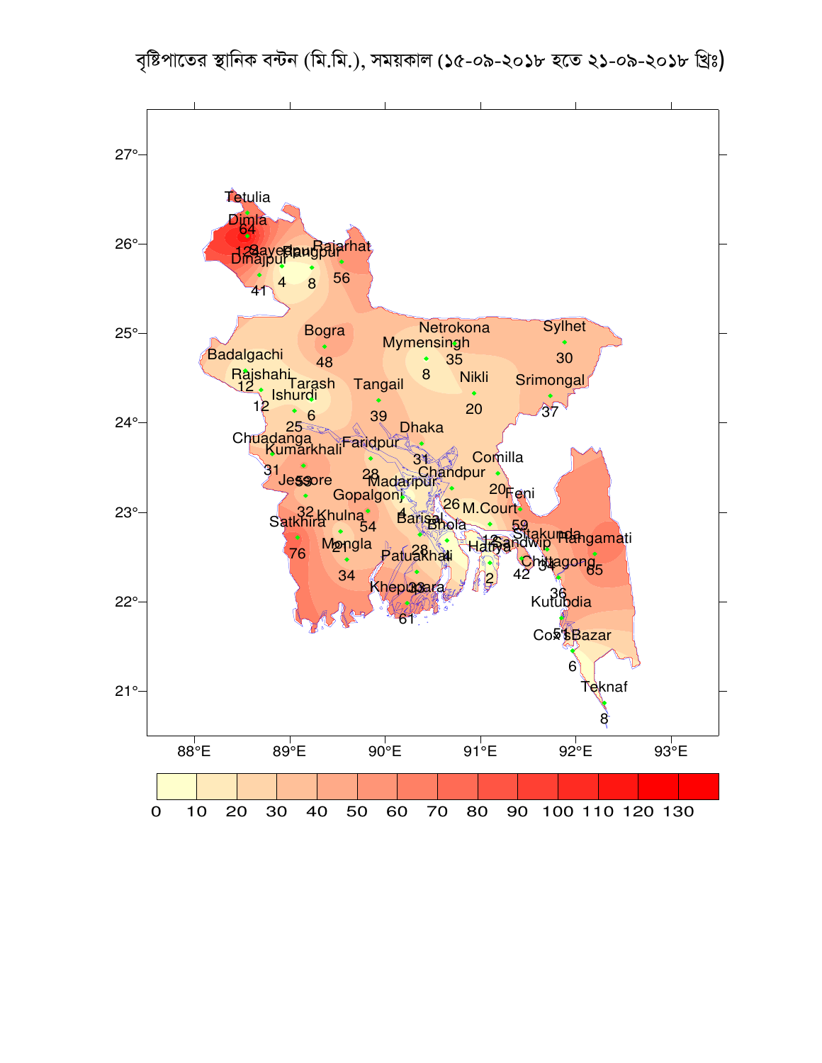# বৃষ্টিপাতের স্থানিক বন্টন (মি.মি.), সময়কাল (১৫-০৯-২০১৮ হতে ২১-০৯-২০১৮ খ্রিঃ)

Tetulia
Dimla
64
128
Sayedpur
Rangpur
Rajarhat
Dinajpur
4
8
56
41
Bogra
48
Netrokona
Mymensingh
35
8
Sylhet
30
Badalgachi
Rajshahi
12
Tarash
Ishurdi
12
6
Tangail
39
Nikli
20
Srimongal
37
25
Dhaka
Chuadanga
Kumarkhali
Faridpur
31
31
28
Comilla
Chandpur
Jessore
53
Madaripur
20
Feni
Gopalgonj
26
32
Khulna
4
M.Court
54
Barisal
Bhola
59
Satkhira
Sitakunda
Rangamati
Mongla
21
28
Patuakhali
Hatiya
Sandwip
76
4
12
Chittagong
34
34
42
65
2
Khepupara
33
36
Kutubdia
61
Cox'sBazar
51
6
Teknaf
8

27°
26°
25°
24°
23°
22°
21°

88°E
89°E
90°E
91°E
92°E
93°E

0 10 20 30 40 50 60 70 80 90 100 110 120 130